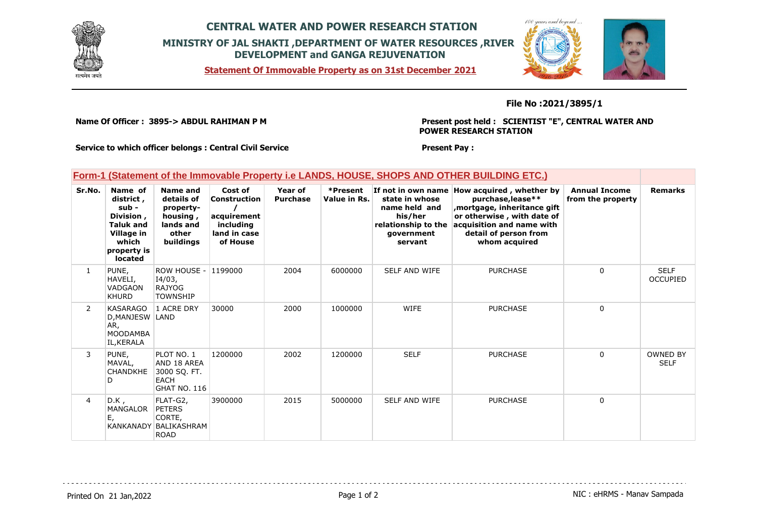# CENTRAL WATER AND POWER RESEARCH STATION

## MINISTRY OF JAL SHAKTI ,DEPARTMENT OF WATER RESOURCES ,RIVER DEVELOPMENT and GANGA REJUVENATION

**Statement Of Immovable Property as on 31st December 2021**

**File No :2021/3895/1**

**Name Of Officer : 3895-> ABDUL RAHIMAN P M**

**Present post held : SCIENTIST "E", CENTRAL WATER AND POWER RESEARCH STATION**

**Service to which officer belongs : Central Civil Service**

**Present Pay :**

### Form-1 (Statement of the Immovable Property i.e LANDS, HOUSE, SHOPS AND OTHER BUILDING ETC.)

| Sr.No. | Name of district , sub - Division , Taluk and Village in which property is located | Name and details of property- housing , lands and other buildings | Cost of Construction / acquirement including land in case of House | Year of Purchase | *Present Value in Rs. | If not in own name state in whose name held and his/her relationship to the government servant | How acquired , whether by purchase,lease** ,mortgage, inheritance gift or otherwise , with date of acquisition and name with detail of person from whom acquired | Annual Income from the property | Remarks |
|---|---|---|---|---|---|---|---|---|---|
| 1 | PUNE, HAVELI, VADGAON KHURD | ROW HOUSE - I4/03, RAJYOG TOWNSHIP | 1199000 | 2004 | 6000000 | SELF AND WIFE | PURCHASE | 0 | SELF OCCUPIED |
| 2 | KASARAGOD,MANJESWAR, MOODAMBAIL,KERALA | 1 ACRE DRY LAND | 30000 | 2000 | 1000000 | WIFE | PURCHASE | 0 | |
| 3 | PUNE, MAVAL, CHANDKHED | PLOT NO. 1 AND 18 AREA 3000 SQ. FT. EACH GHAT NO. 116 | 1200000 | 2002 | 1200000 | SELF | PURCHASE | 0 | OWNED BY SELF |
| 4 | D.K , MANGALORE, KANKANADY | FLAT-G2, PETERS CORTE, BALIKASHRAM ROAD | 3900000 | 2015 | 5000000 | SELF AND WIFE | PURCHASE | 0 | |

Printed On 21 Jan,2022

NIC : eHRMS - Manav Sampada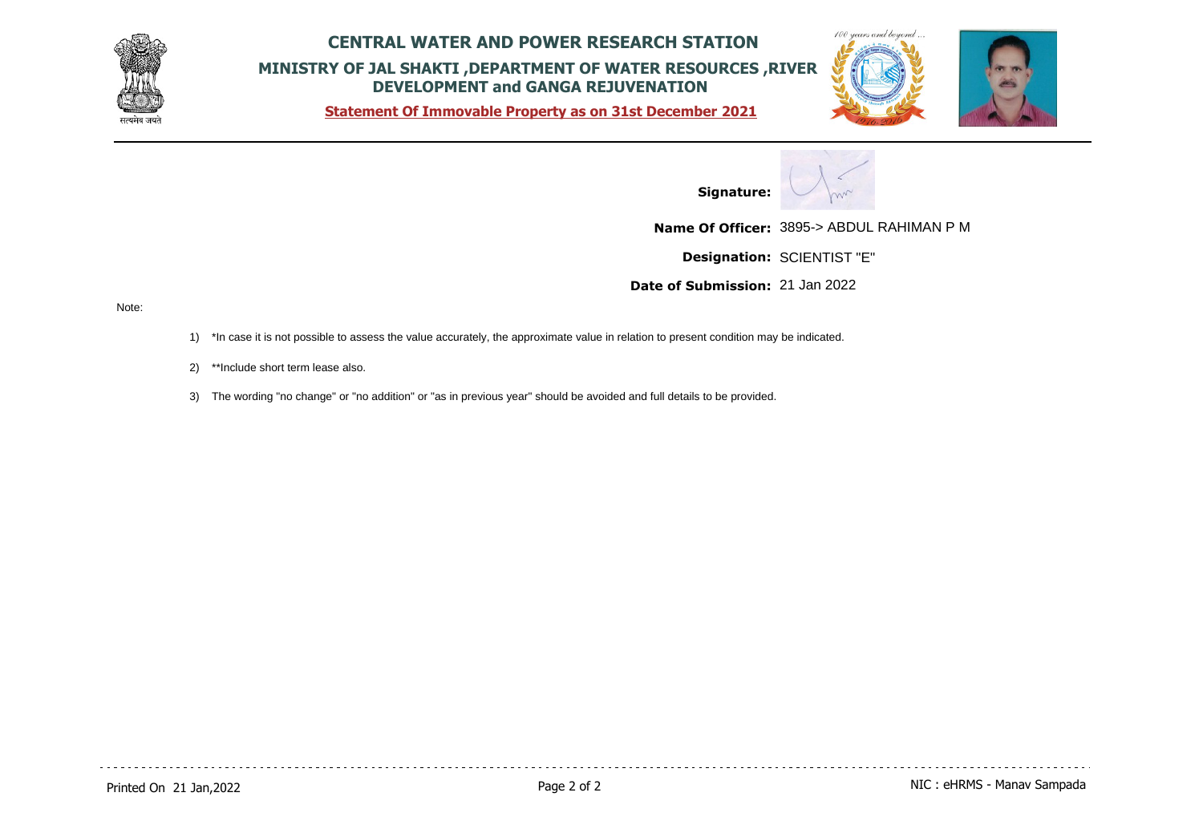# CENTRAL WATER AND POWER RESEARCH STATION

## MINISTRY OF JAL SHAKTI ,DEPARTMENT OF WATER RESOURCES ,RIVER DEVELOPMENT and GANGA REJUVENATION

**Statement Of Immovable Property as on 31st December 2021**

**Signature:**

**Name Of Officer:** 3895-> ABDUL RAHIMAN P M

**Designation:** SCIENTIST "E"

**Date of Submission:** 21 Jan 2022

Note:

1) *In case it is not possible to assess the value accurately, the approximate value in relation to present condition may be indicated.

2) **Include short term lease also.

3) The wording "no change" or "no addition" or "as in previous year" should be avoided and full details to be provided.

Printed On 21 Jan,2022

NIC : eHRMS - Manav Sampada